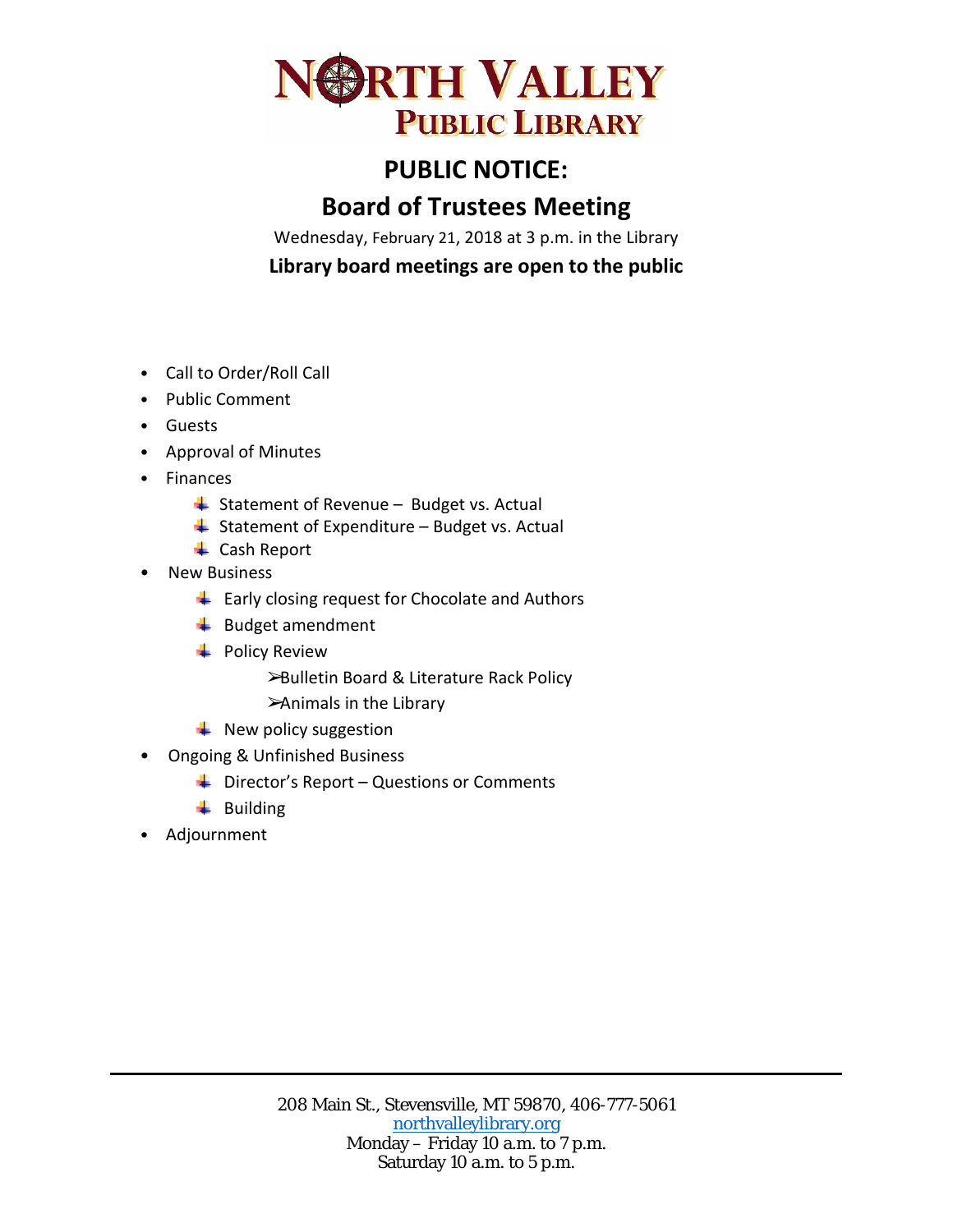# NORTH VALLEY PUBLIC LIBRARY

## PUBLIC NOTICE:

## Board of Trustees Meeting

Wednesday, February 21, 2018 at 3 p.m. in the Library

**Library board meetings are open to the public**

- Call to Order/Roll Call
- Public Comment
- Guests
- Approval of Minutes
- Finances
  - Statement of Revenue – Budget vs. Actual
  - Statement of Expenditure – Budget vs. Actual
  - Cash Report
- New Business
  - Early closing request for Chocolate and Authors
  - Budget amendment
  - Policy Review
    - Bulletin Board & Literature Rack Policy
    - Animals in the Library
  - New policy suggestion
- Ongoing & Unfinished Business
  - Director's Report – Questions or Comments
  - Building
- Adjournment

208 Main St., Stevensville, MT 59870, 406-777-5061
northvalleylibrary.org
Monday – Friday 10 a.m. to 7 p.m.
Saturday 10 a.m. to 5 p.m.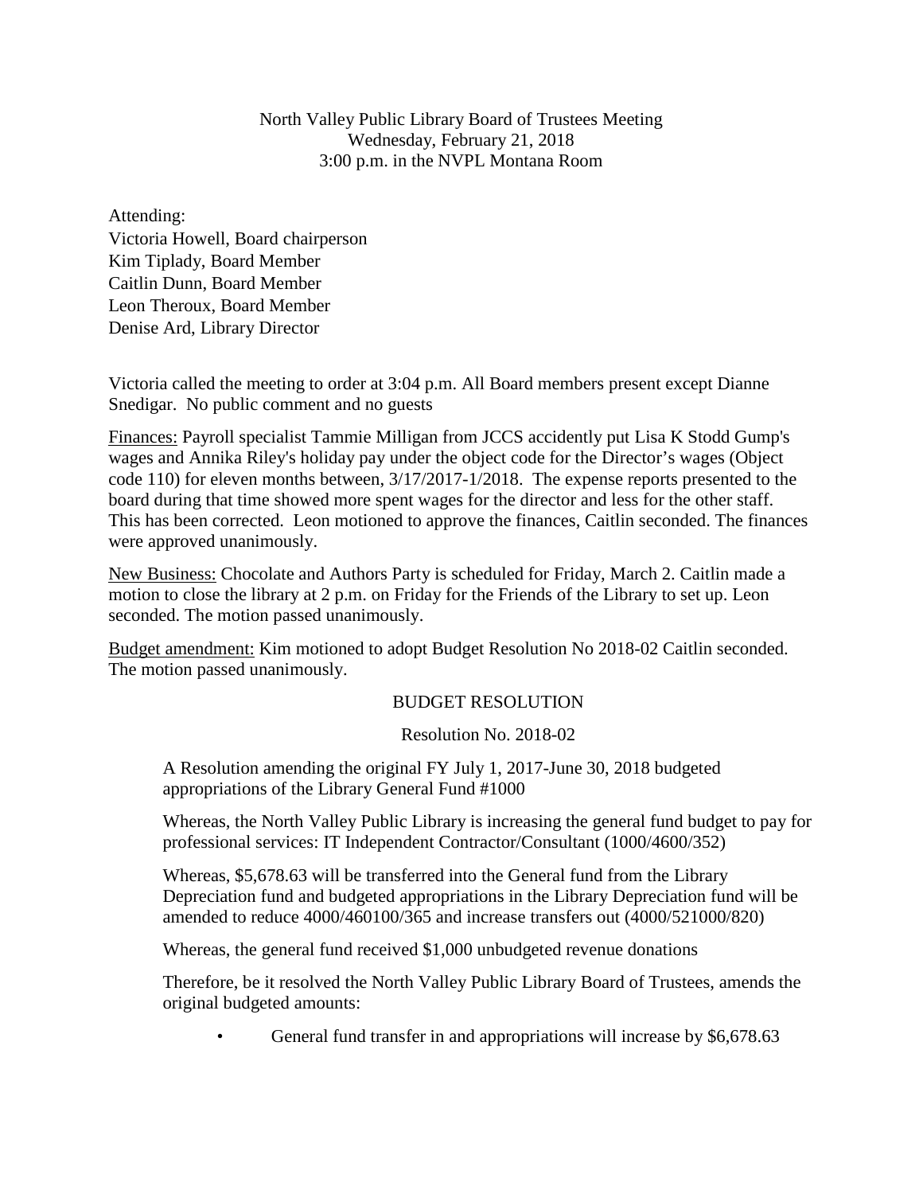North Valley Public Library Board of Trustees Meeting
Wednesday, February 21, 2018
3:00 p.m. in the NVPL Montana Room

Attending:
Victoria Howell, Board chairperson
Kim Tiplady, Board Member
Caitlin Dunn, Board Member
Leon Theroux, Board Member
Denise Ard, Library Director

Victoria called the meeting to order at 3:04 p.m. All Board members present except Dianne Snedigar. No public comment and no guests

<u>Finances:</u> Payroll specialist Tammie Milligan from JCCS accidently put Lisa K Stodd Gump's wages and Annika Riley's holiday pay under the object code for the Director's wages (Object code 110) for eleven months between, 3/17/2017-1/2018. The expense reports presented to the board during that time showed more spent wages for the director and less for the other staff. This has been corrected. Leon motioned to approve the finances, Caitlin seconded. The finances were approved unanimously.

<u>New Business:</u> Chocolate and Authors Party is scheduled for Friday, March 2. Caitlin made a motion to close the library at 2 p.m. on Friday for the Friends of the Library to set up. Leon seconded. The motion passed unanimously.

<u>Budget amendment:</u> Kim motioned to adopt Budget Resolution No 2018-02 Caitlin seconded. The motion passed unanimously.

BUDGET RESOLUTION

Resolution No. 2018-02

A Resolution amending the original FY July 1, 2017-June 30, 2018 budgeted appropriations of the Library General Fund #1000

Whereas, the North Valley Public Library is increasing the general fund budget to pay for professional services: IT Independent Contractor/Consultant (1000/4600/352)

Whereas, $5,678.63 will be transferred into the General fund from the Library Depreciation fund and budgeted appropriations in the Library Depreciation fund will be amended to reduce 4000/460100/365 and increase transfers out (4000/521000/820)

Whereas, the general fund received $1,000 unbudgeted revenue donations

Therefore, be it resolved the North Valley Public Library Board of Trustees, amends the original budgeted amounts:

- General fund transfer in and appropriations will increase by $6,678.63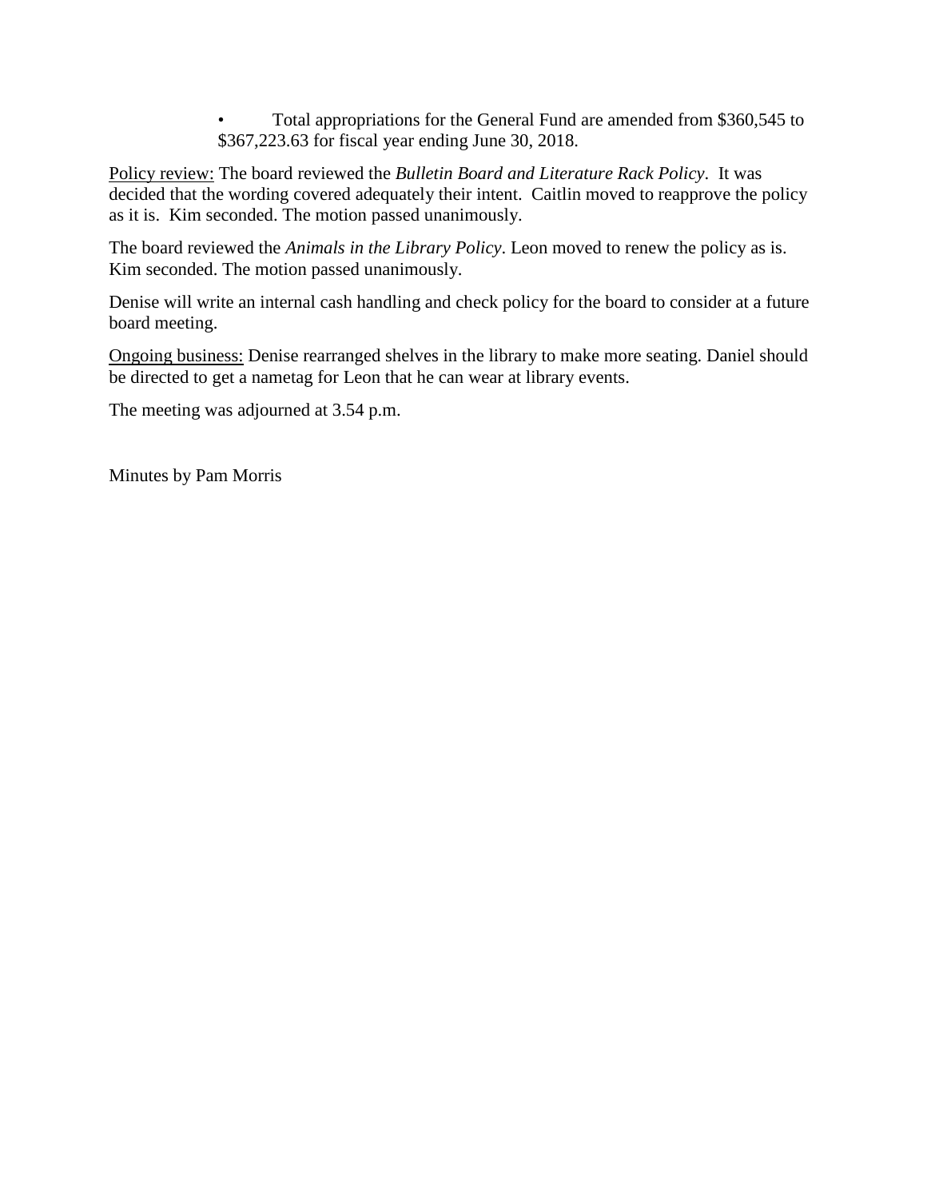- Total appropriations for the General Fund are amended from $360,545 to $367,223.63 for fiscal year ending June 30, 2018.

Policy review: The board reviewed the *Bulletin Board and Literature Rack Policy*. It was decided that the wording covered adequately their intent. Caitlin moved to reapprove the policy as it is. Kim seconded. The motion passed unanimously.

The board reviewed the *Animals in the Library Policy*. Leon moved to renew the policy as is. Kim seconded. The motion passed unanimously.

Denise will write an internal cash handling and check policy for the board to consider at a future board meeting.

Ongoing business: Denise rearranged shelves in the library to make more seating. Daniel should be directed to get a nametag for Leon that he can wear at library events.

The meeting was adjourned at 3.54 p.m.

Minutes by Pam Morris